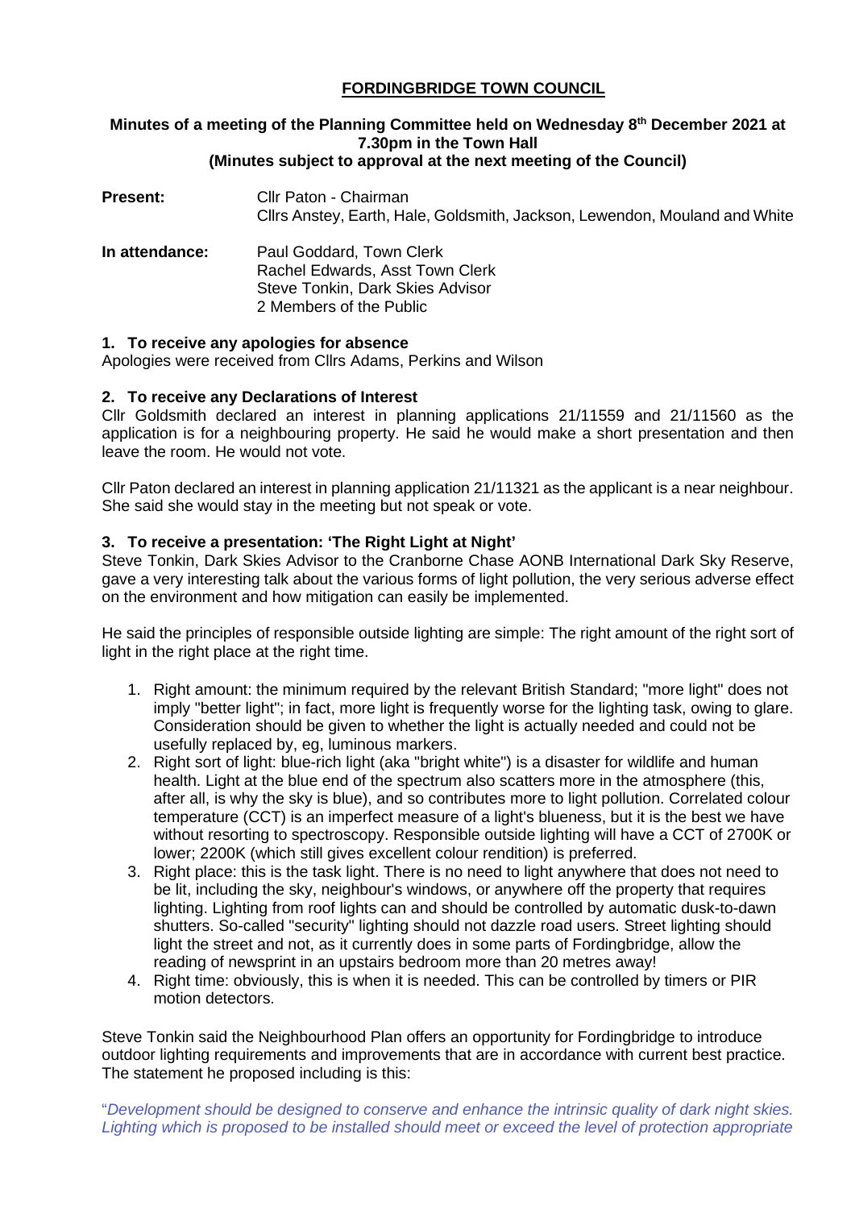# FORDINGBRIDGE TOWN COUNCIL

**Minutes of a meeting of the Planning Committee held on Wednesday 8th December 2021 at 7.30pm in the Town Hall**
**(Minutes subject to approval at the next meeting of the Council)**

**Present:** Cllr Paton - Chairman
Cllrs Anstey, Earth, Hale, Goldsmith, Jackson, Lewendon, Mouland and White

**In attendance:** Paul Goddard, Town Clerk
Rachel Edwards, Asst Town Clerk
Steve Tonkin, Dark Skies Advisor
2 Members of the Public

### 1. To receive any apologies for absence

Apologies were received from Cllrs Adams, Perkins and Wilson

### 2. To receive any Declarations of Interest

Cllr Goldsmith declared an interest in planning applications 21/11559 and 21/11560 as the application is for a neighbouring property. He said he would make a short presentation and then leave the room. He would not vote.

Cllr Paton declared an interest in planning application 21/11321 as the applicant is a near neighbour. She said she would stay in the meeting but not speak or vote.

### 3. To receive a presentation: 'The Right Light at Night'

Steve Tonkin, Dark Skies Advisor to the Cranborne Chase AONB International Dark Sky Reserve, gave a very interesting talk about the various forms of light pollution, the very serious adverse effect on the environment and how mitigation can easily be implemented.

He said the principles of responsible outside lighting are simple: The right amount of the right sort of light in the right place at the right time.

1. Right amount: the minimum required by the relevant British Standard; "more light" does not imply "better light"; in fact, more light is frequently worse for the lighting task, owing to glare. Consideration should be given to whether the light is actually needed and could not be usefully replaced by, eg, luminous markers.
2. Right sort of light: blue-rich light (aka "bright white") is a disaster for wildlife and human health. Light at the blue end of the spectrum also scatters more in the atmosphere (this, after all, is why the sky is blue), and so contributes more to light pollution. Correlated colour temperature (CCT) is an imperfect measure of a light's blueness, but it is the best we have without resorting to spectroscopy. Responsible outside lighting will have a CCT of 2700K or lower; 2200K (which still gives excellent colour rendition) is preferred.
3. Right place: this is the task light. There is no need to light anywhere that does not need to be lit, including the sky, neighbour's windows, or anywhere off the property that requires lighting. Lighting from roof lights can and should be controlled by automatic dusk-to-dawn shutters. So-called "security" lighting should not dazzle road users. Street lighting should light the street and not, as it currently does in some parts of Fordingbridge, allow the reading of newsprint in an upstairs bedroom more than 20 metres away!
4. Right time: obviously, this is when it is needed. This can be controlled by timers or PIR motion detectors.

Steve Tonkin said the Neighbourhood Plan offers an opportunity for Fordingbridge to introduce outdoor lighting requirements and improvements that are in accordance with current best practice. The statement he proposed including is this:

"*Development should be designed to conserve and enhance the intrinsic quality of dark night skies. Lighting which is proposed to be installed should meet or exceed the level of protection appropriate*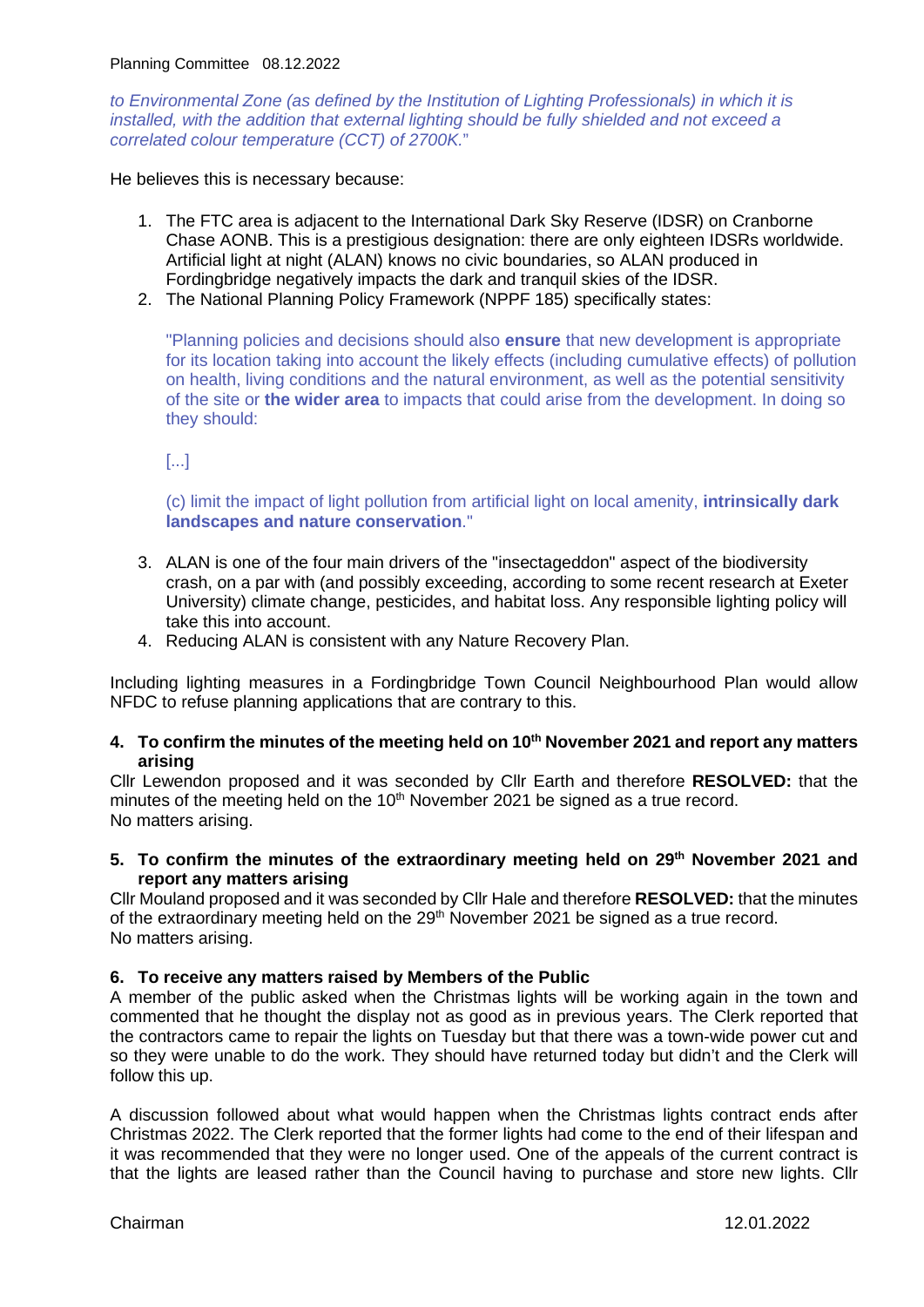*to Environmental Zone (as defined by the Institution of Lighting Professionals) in which it is installed, with the addition that external lighting should be fully shielded and not exceed a correlated colour temperature (CCT) of 2700K.*"

He believes this is necessary because:

1. The FTC area is adjacent to the International Dark Sky Reserve (IDSR) on Cranborne Chase AONB. This is a prestigious designation: there are only eighteen IDSRs worldwide. Artificial light at night (ALAN) knows no civic boundaries, so ALAN produced in Fordingbridge negatively impacts the dark and tranquil skies of the IDSR.
2. The National Planning Policy Framework (NPPF 185) specifically states:

   "Planning policies and decisions should also **ensure** that new development is appropriate for its location taking into account the likely effects (including cumulative effects) of pollution on health, living conditions and the natural environment, as well as the potential sensitivity of the site or **the wider area** to impacts that could arise from the development. In doing so they should:

   [...]

   (c) limit the impact of light pollution from artificial light on local amenity, **intrinsically dark landscapes and nature conservation**."

3. ALAN is one of the four main drivers of the "insectageddon" aspect of the biodiversity crash, on a par with (and possibly exceeding, according to some recent research at Exeter University) climate change, pesticides, and habitat loss. Any responsible lighting policy will take this into account.
4. Reducing ALAN is consistent with any Nature Recovery Plan.

Including lighting measures in a Fordingbridge Town Council Neighbourhood Plan would allow NFDC to refuse planning applications that are contrary to this.

### 4. To confirm the minutes of the meeting held on 10th November 2021 and report any matters arising

Cllr Lewendon proposed and it was seconded by Cllr Earth and therefore **RESOLVED:** that the minutes of the meeting held on the 10th November 2021 be signed as a true record.
No matters arising.

### 5. To confirm the minutes of the extraordinary meeting held on 29th November 2021 and report any matters arising

Cllr Mouland proposed and it was seconded by Cllr Hale and therefore **RESOLVED:** that the minutes of the extraordinary meeting held on the 29th November 2021 be signed as a true record.
No matters arising.

### 6. To receive any matters raised by Members of the Public

A member of the public asked when the Christmas lights will be working again in the town and commented that he thought the display not as good as in previous years. The Clerk reported that the contractors came to repair the lights on Tuesday but that there was a town-wide power cut and so they were unable to do the work. They should have returned today but didn't and the Clerk will follow this up.

A discussion followed about what would happen when the Christmas lights contract ends after Christmas 2022. The Clerk reported that the former lights had come to the end of their lifespan and it was recommended that they were no longer used. One of the appeals of the current contract is that the lights are leased rather than the Council having to purchase and store new lights. Cllr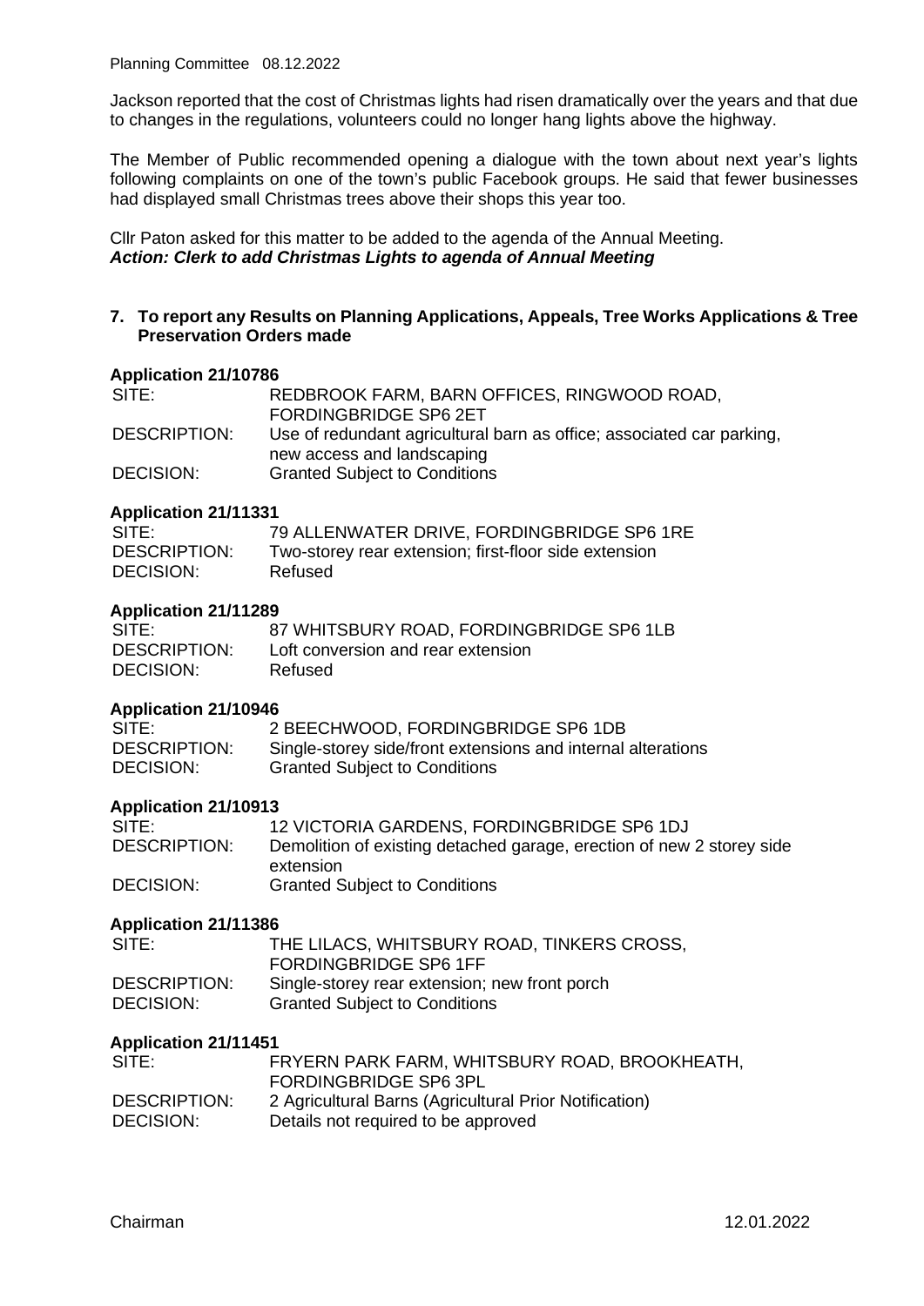Jackson reported that the cost of Christmas lights had risen dramatically over the years and that due to changes in the regulations, volunteers could no longer hang lights above the highway.

The Member of Public recommended opening a dialogue with the town about next year's lights following complaints on one of the town's public Facebook groups. He said that fewer businesses had displayed small Christmas trees above their shops this year too.

Cllr Paton asked for this matter to be added to the agenda of the Annual Meeting.
***Action: Clerk to add Christmas Lights to agenda of Annual Meeting***

## 7. To report any Results on Planning Applications, Appeals, Tree Works Applications & Tree Preservation Orders made

**Application 21/10786**

| | |
|---|---|
| SITE: | REDBROOK FARM, BARN OFFICES, RINGWOOD ROAD, FORDINGBRIDGE SP6 2ET |
| DESCRIPTION: | Use of redundant agricultural barn as office; associated car parking, new access and landscaping |
| DECISION: | Granted Subject to Conditions |

**Application 21/11331**

| | |
|---|---|
| SITE: | 79 ALLENWATER DRIVE, FORDINGBRIDGE SP6 1RE |
| DESCRIPTION: | Two-storey rear extension; first-floor side extension |
| DECISION: | Refused |

**Application 21/11289**

| | |
|---|---|
| SITE: | 87 WHITSBURY ROAD, FORDINGBRIDGE SP6 1LB |
| DESCRIPTION: | Loft conversion and rear extension |
| DECISION: | Refused |

**Application 21/10946**

| | |
|---|---|
| SITE: | 2 BEECHWOOD, FORDINGBRIDGE SP6 1DB |
| DESCRIPTION: | Single-storey side/front extensions and internal alterations |
| DECISION: | Granted Subject to Conditions |

**Application 21/10913**

| | |
|---|---|
| SITE: | 12 VICTORIA GARDENS, FORDINGBRIDGE SP6 1DJ |
| DESCRIPTION: | Demolition of existing detached garage, erection of new 2 storey side extension |
| DECISION: | Granted Subject to Conditions |

**Application 21/11386**

| | |
|---|---|
| SITE: | THE LILACS, WHITSBURY ROAD, TINKERS CROSS, FORDINGBRIDGE SP6 1FF |
| DESCRIPTION: | Single-storey rear extension; new front porch |
| DECISION: | Granted Subject to Conditions |

**Application 21/11451**

| | |
|---|---|
| SITE: | FRYERN PARK FARM, WHITSBURY ROAD, BROOKHEATH, FORDINGBRIDGE SP6 3PL |
| DESCRIPTION: | 2 Agricultural Barns (Agricultural Prior Notification) |
| DECISION: | Details not required to be approved |

Chairman 12.01.2022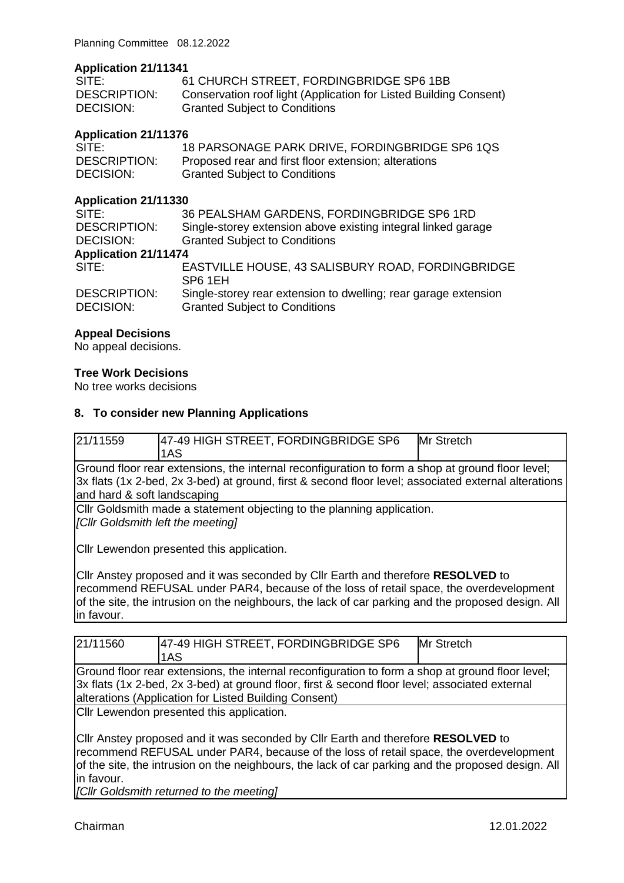**Application 21/11341**

| | |
|---|---|
| SITE: | 61 CHURCH STREET, FORDINGBRIDGE SP6 1BB |
| DESCRIPTION: | Conservation roof light (Application for Listed Building Consent) |
| DECISION: | Granted Subject to Conditions |

**Application 21/11376**

| | |
|---|---|
| SITE: | 18 PARSONAGE PARK DRIVE, FORDINGBRIDGE SP6 1QS |
| DESCRIPTION: | Proposed rear and first floor extension; alterations |
| DECISION: | Granted Subject to Conditions |

**Application 21/11330**

| | |
|---|---|
| SITE: | 36 PEALSHAM GARDENS, FORDINGBRIDGE SP6 1RD |
| DESCRIPTION: | Single-storey extension above existing integral linked garage |
| DECISION: | Granted Subject to Conditions |

**Application 21/11474**

| | |
|---|---|
| SITE: | EASTVILLE HOUSE, 43 SALISBURY ROAD, FORDINGBRIDGE SP6 1EH |
| DESCRIPTION: | Single-storey rear extension to dwelling; rear garage extension |
| DECISION: | Granted Subject to Conditions |

**Appeal Decisions**

No appeal decisions.

**Tree Work Decisions**

No tree works decisions

## 8. To consider new Planning Applications

| 21/11559 | 47-49 HIGH STREET, FORDINGBRIDGE SP6 1AS | Mr Stretch |
|---|---|---|
| Ground floor rear extensions, the internal reconfiguration to form a shop at ground floor level; 3x flats (1x 2-bed, 2x 3-bed) at ground, first & second floor level; associated external alterations and hard & soft landscaping | | |
| Cllr Goldsmith made a statement objecting to the planning application.<br>*[Cllr Goldsmith left the meeting]*<br><br>Cllr Lewendon presented this application.<br><br>Cllr Anstey proposed and it was seconded by Cllr Earth and therefore **RESOLVED** to recommend REFUSAL under PAR4, because of the loss of retail space, the overdevelopment of the site, the intrusion on the neighbours, the lack of car parking and the proposed design. All in favour. | | |

| 21/11560 | 47-49 HIGH STREET, FORDINGBRIDGE SP6 1AS | Mr Stretch |
|---|---|---|
| Ground floor rear extensions, the internal reconfiguration to form a shop at ground floor level; 3x flats (1x 2-bed, 2x 3-bed) at ground floor, first & second floor level; associated external alterations (Application for Listed Building Consent) | | |
| Cllr Lewendon presented this application.<br><br>Cllr Anstey proposed and it was seconded by Cllr Earth and therefore **RESOLVED** to recommend REFUSAL under PAR4, because of the loss of retail space, the overdevelopment of the site, the intrusion on the neighbours, the lack of car parking and the proposed design. All in favour.<br>*[Cllr Goldsmith returned to the meeting]* | | |

Chairman 12.01.2022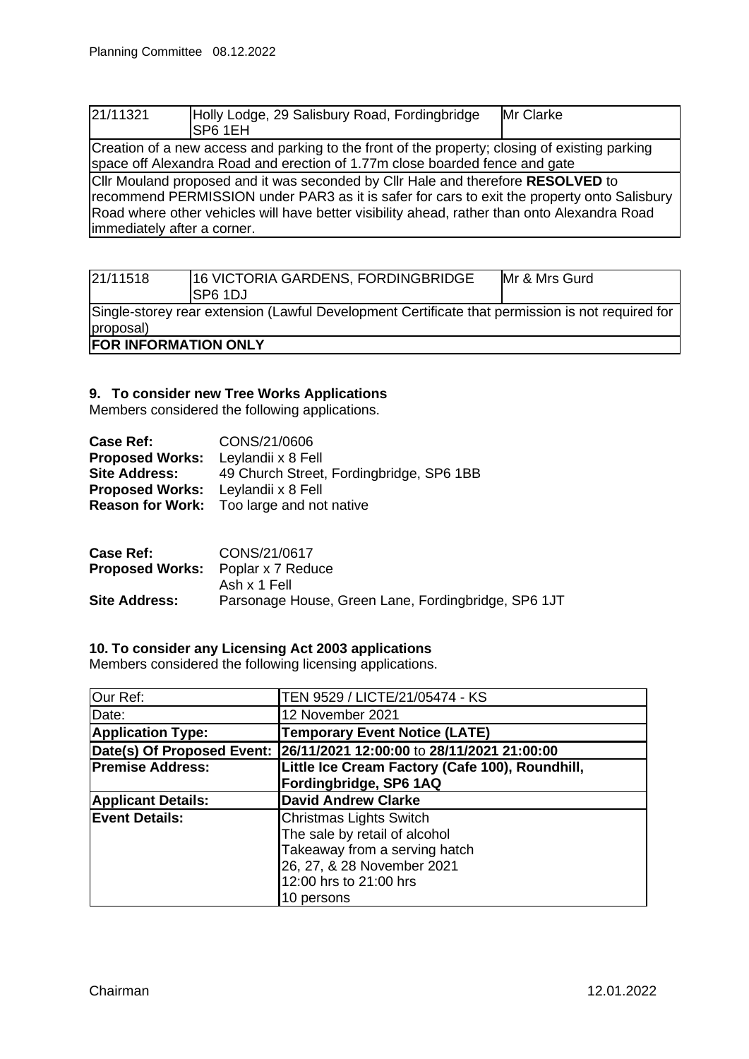| 21/11321 | Holly Lodge, 29 Salisbury Road, Fordingbridge SP6 1EH | Mr Clarke |
|---|---|---|
| Creation of a new access and parking to the front of the property; closing of existing parking space off Alexandra Road and erection of 1.77m close boarded fence and gate | | |
| Cllr Mouland proposed and it was seconded by Cllr Hale and therefore **RESOLVED** to recommend PERMISSION under PAR3 as it is safer for cars to exit the property onto Salisbury Road where other vehicles will have better visibility ahead, rather than onto Alexandra Road immediately after a corner. | | |

| 21/11518 | 16 VICTORIA GARDENS, FORDINGBRIDGE SP6 1DJ | Mr & Mrs Gurd |
|---|---|---|
| Single-storey rear extension (Lawful Development Certificate that permission is not required for proposal) | | |
| **FOR INFORMATION ONLY** | | |

### 9. To consider new Tree Works Applications

Members considered the following applications.

**Case Ref:** CONS/21/0606
**Proposed Works:** Leylandii x 8 Fell
**Site Address:** 49 Church Street, Fordingbridge, SP6 1BB
**Proposed Works:** Leylandii x 8 Fell
**Reason for Work:** Too large and not native

**Case Ref:** CONS/21/0617
**Proposed Works:** Poplar x 7 Reduce
Ash x 1 Fell
**Site Address:** Parsonage House, Green Lane, Fordingbridge, SP6 1JT

### 10. To consider any Licensing Act 2003 applications

Members considered the following licensing applications.

| Our Ref: | TEN 9529 / LICTE/21/05474 - KS |
|---|---|
| Date: | 12 November 2021 |
| **Application Type:** | **Temporary Event Notice (LATE)** |
| **Date(s) Of Proposed Event:** | **26/11/2021 12:00:00** to **28/11/2021 21:00:00** |
| **Premise Address:** | **Little Ice Cream Factory (Cafe 100), Roundhill, Fordingbridge, SP6 1AQ** |
| **Applicant Details:** | **David Andrew Clarke** |
| **Event Details:** | Christmas Lights Switch<br>The sale by retail of alcohol<br>Takeaway from a serving hatch<br>26, 27, & 28 November 2021<br>12:00 hrs to 21:00 hrs<br>10 persons |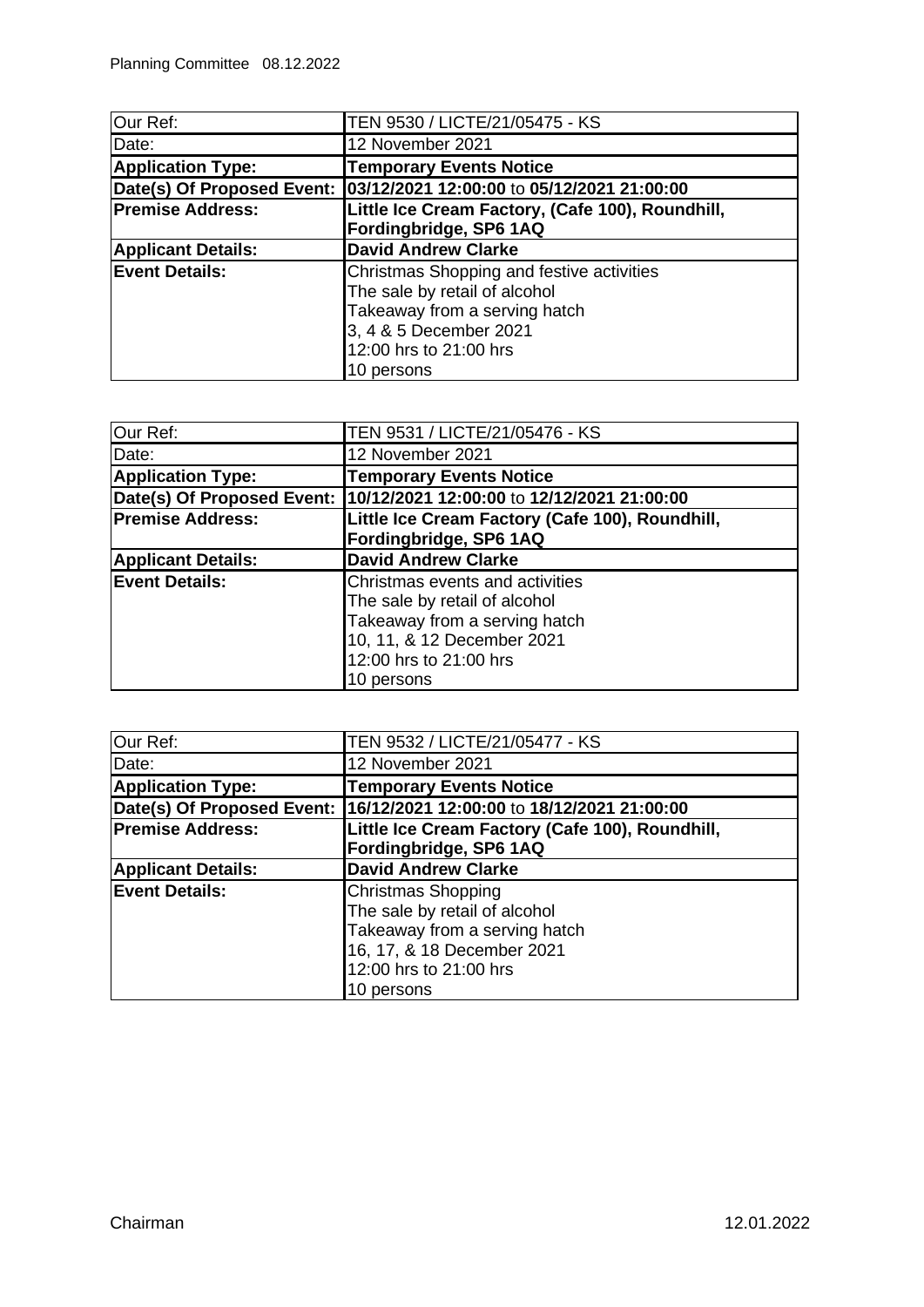| Our Ref: | TEN 9530 / LICTE/21/05475 - KS |
|---|---|
| Date: | 12 November 2021 |
| **Application Type:** | **Temporary Events Notice** |
| **Date(s) Of Proposed Event:** | **03/12/2021 12:00:00** to **05/12/2021 21:00:00** |
| **Premise Address:** | **Little Ice Cream Factory, (Cafe 100), Roundhill, Fordingbridge, SP6 1AQ** |
| **Applicant Details:** | **David Andrew Clarke** |
| **Event Details:** | Christmas Shopping and festive activities<br>The sale by retail of alcohol<br>Takeaway from a serving hatch<br>3, 4 & 5 December 2021<br>12:00 hrs to 21:00 hrs<br>10 persons |

| Our Ref: | TEN 9531 / LICTE/21/05476 - KS |
|---|---|
| Date: | 12 November 2021 |
| **Application Type:** | **Temporary Events Notice** |
| **Date(s) Of Proposed Event:** | **10/12/2021 12:00:00** to **12/12/2021 21:00:00** |
| **Premise Address:** | **Little Ice Cream Factory (Cafe 100), Roundhill, Fordingbridge, SP6 1AQ** |
| **Applicant Details:** | **David Andrew Clarke** |
| **Event Details:** | Christmas events and activities<br>The sale by retail of alcohol<br>Takeaway from a serving hatch<br>10, 11, & 12 December 2021<br>12:00 hrs to 21:00 hrs<br>10 persons |

| Our Ref: | TEN 9532 / LICTE/21/05477 - KS |
|---|---|
| Date: | 12 November 2021 |
| **Application Type:** | **Temporary Events Notice** |
| **Date(s) Of Proposed Event:** | **16/12/2021 12:00:00** to **18/12/2021 21:00:00** |
| **Premise Address:** | **Little Ice Cream Factory (Cafe 100), Roundhill, Fordingbridge, SP6 1AQ** |
| **Applicant Details:** | **David Andrew Clarke** |
| **Event Details:** | Christmas Shopping<br>The sale by retail of alcohol<br>Takeaway from a serving hatch<br>16, 17, & 18 December 2021<br>12:00 hrs to 21:00 hrs<br>10 persons |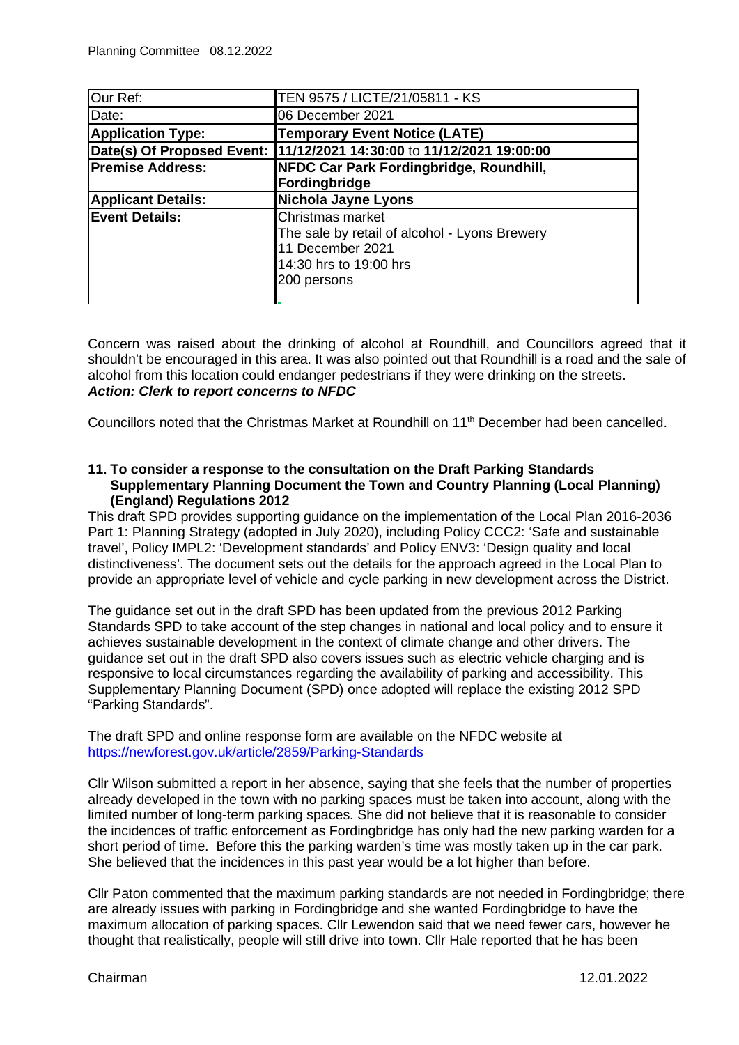| Our Ref: | TEN 9575 / LICTE/21/05811 - KS |
|---|---|
| Date: | 06 December 2021 |
| **Application Type:** | **Temporary Event Notice (LATE)** |
| **Date(s) Of Proposed Event:** | **11/12/2021 14:30:00** to **11/12/2021 19:00:00** |
| **Premise Address:** | **NFDC Car Park Fordingbridge, Roundhill, Fordingbridge** |
| **Applicant Details:** | **Nichola Jayne Lyons** |
| **Event Details:** | Christmas market<br>The sale by retail of alcohol - Lyons Brewery<br>11 December 2021<br>14:30 hrs to 19:00 hrs<br>200 persons |

Concern was raised about the drinking of alcohol at Roundhill, and Councillors agreed that it shouldn't be encouraged in this area. It was also pointed out that Roundhill is a road and the sale of alcohol from this location could endanger pedestrians if they were drinking on the streets.
***Action: Clerk to report concerns to NFDC***

Councillors noted that the Christmas Market at Roundhill on 11th December had been cancelled.

**11. To consider a response to the consultation on the Draft Parking Standards Supplementary Planning Document the Town and Country Planning (Local Planning) (England) Regulations 2012**

This draft SPD provides supporting guidance on the implementation of the Local Plan 2016-2036 Part 1: Planning Strategy (adopted in July 2020), including Policy CCC2: 'Safe and sustainable travel', Policy IMPL2: 'Development standards' and Policy ENV3: 'Design quality and local distinctiveness'. The document sets out the details for the approach agreed in the Local Plan to provide an appropriate level of vehicle and cycle parking in new development across the District.

The guidance set out in the draft SPD has been updated from the previous 2012 Parking Standards SPD to take account of the step changes in national and local policy and to ensure it achieves sustainable development in the context of climate change and other drivers. The guidance set out in the draft SPD also covers issues such as electric vehicle charging and is responsive to local circumstances regarding the availability of parking and accessibility. This Supplementary Planning Document (SPD) once adopted will replace the existing 2012 SPD "Parking Standards".

The draft SPD and online response form are available on the NFDC website at https://newforest.gov.uk/article/2859/Parking-Standards

Cllr Wilson submitted a report in her absence, saying that she feels that the number of properties already developed in the town with no parking spaces must be taken into account, along with the limited number of long-term parking spaces. She did not believe that it is reasonable to consider the incidences of traffic enforcement as Fordingbridge has only had the new parking warden for a short period of time. Before this the parking warden's time was mostly taken up in the car park. She believed that the incidences in this past year would be a lot higher than before.

Cllr Paton commented that the maximum parking standards are not needed in Fordingbridge; there are already issues with parking in Fordingbridge and she wanted Fordingbridge to have the maximum allocation of parking spaces. Cllr Lewendon said that we need fewer cars, however he thought that realistically, people will still drive into town. Cllr Hale reported that he has been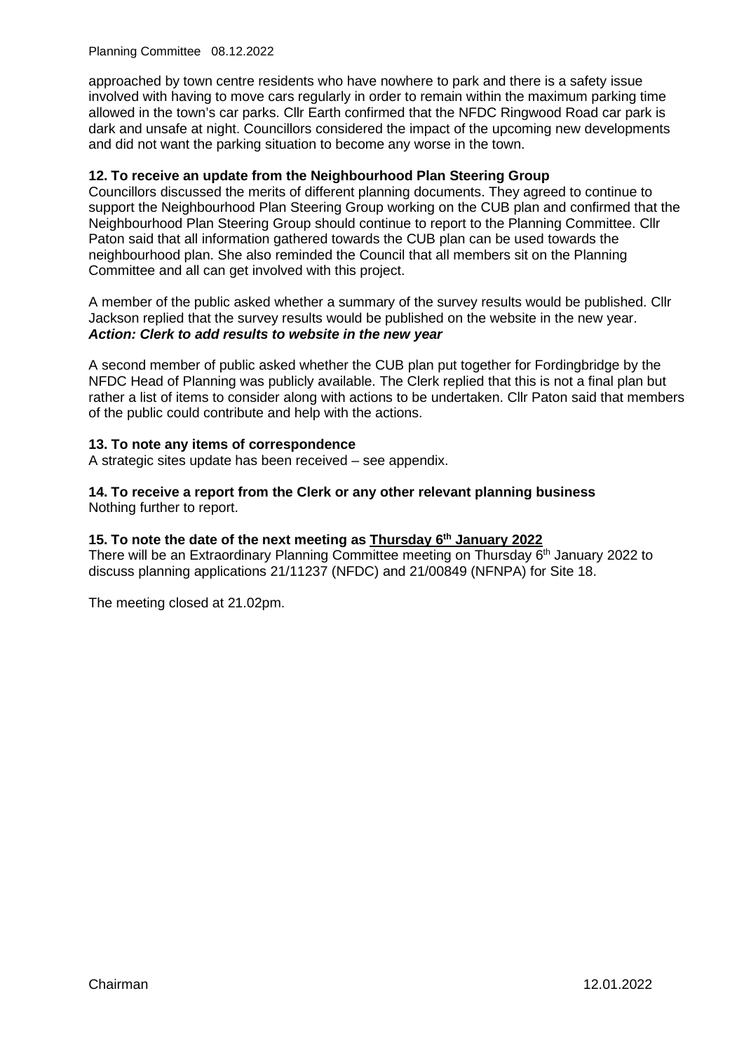approached by town centre residents who have nowhere to park and there is a safety issue involved with having to move cars regularly in order to remain within the maximum parking time allowed in the town's car parks. Cllr Earth confirmed that the NFDC Ringwood Road car park is dark and unsafe at night. Councillors considered the impact of the upcoming new developments and did not want the parking situation to become any worse in the town.

**12. To receive an update from the Neighbourhood Plan Steering Group**

Councillors discussed the merits of different planning documents. They agreed to continue to support the Neighbourhood Plan Steering Group working on the CUB plan and confirmed that the Neighbourhood Plan Steering Group should continue to report to the Planning Committee. Cllr Paton said that all information gathered towards the CUB plan can be used towards the neighbourhood plan. She also reminded the Council that all members sit on the Planning Committee and all can get involved with this project.

A member of the public asked whether a summary of the survey results would be published. Cllr Jackson replied that the survey results would be published on the website in the new year.
***Action: Clerk to add results to website in the new year***

A second member of public asked whether the CUB plan put together for Fordingbridge by the NFDC Head of Planning was publicly available. The Clerk replied that this is not a final plan but rather a list of items to consider along with actions to be undertaken. Cllr Paton said that members of the public could contribute and help with the actions.

**13. To note any items of correspondence**

A strategic sites update has been received – see appendix.

**14. To receive a report from the Clerk or any other relevant planning business**

Nothing further to report.

**15. To note the date of the next meeting as Thursday 6th January 2022**

There will be an Extraordinary Planning Committee meeting on Thursday 6th January 2022 to discuss planning applications 21/11237 (NFDC) and 21/00849 (NFNPA) for Site 18.

The meeting closed at 21.02pm.

Chairman 12.01.2022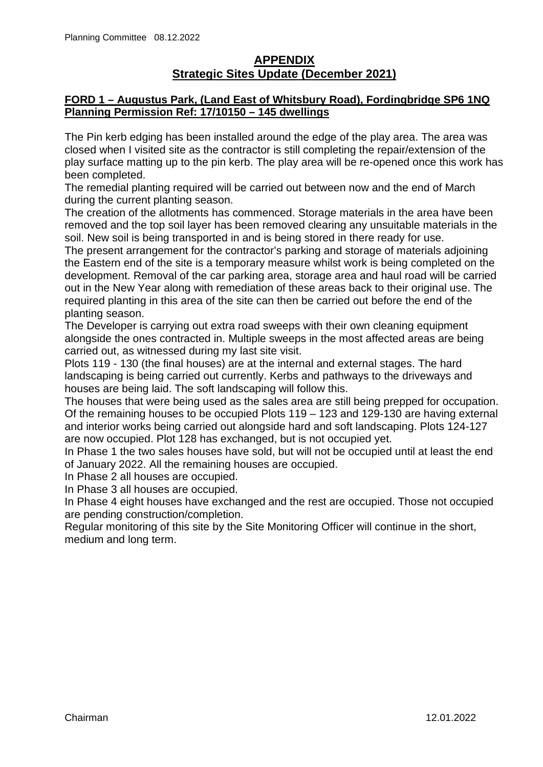## APPENDIX
## Strategic Sites Update (December 2021)

**FORD 1 – Augustus Park, (Land East of Whitsbury Road), Fordingbridge SP6 1NQ**
**Planning Permission Ref: 17/10150 – 145 dwellings**

The Pin kerb edging has been installed around the edge of the play area. The area was closed when I visited site as the contractor is still completing the repair/extension of the play surface matting up to the pin kerb. The play area will be re-opened once this work has been completed.
The remedial planting required will be carried out between now and the end of March during the current planting season.
The creation of the allotments has commenced. Storage materials in the area have been removed and the top soil layer has been removed clearing any unsuitable materials in the soil. New soil is being transported in and is being stored in there ready for use.
The present arrangement for the contractor's parking and storage of materials adjoining the Eastern end of the site is a temporary measure whilst work is being completed on the development. Removal of the car parking area, storage area and haul road will be carried out in the New Year along with remediation of these areas back to their original use. The required planting in this area of the site can then be carried out before the end of the planting season.
The Developer is carrying out extra road sweeps with their own cleaning equipment alongside the ones contracted in. Multiple sweeps in the most affected areas are being carried out, as witnessed during my last site visit.
Plots 119 - 130 (the final houses) are at the internal and external stages. The hard landscaping is being carried out currently. Kerbs and pathways to the driveways and houses are being laid. The soft landscaping will follow this.
The houses that were being used as the sales area are still being prepped for occupation. Of the remaining houses to be occupied Plots 119 – 123 and 129-130 are having external and interior works being carried out alongside hard and soft landscaping. Plots 124-127 are now occupied. Plot 128 has exchanged, but is not occupied yet.
In Phase 1 the two sales houses have sold, but will not be occupied until at least the end of January 2022. All the remaining houses are occupied.
In Phase 2 all houses are occupied.
In Phase 3 all houses are occupied.
In Phase 4 eight houses have exchanged and the rest are occupied. Those not occupied are pending construction/completion.
Regular monitoring of this site by the Site Monitoring Officer will continue in the short, medium and long term.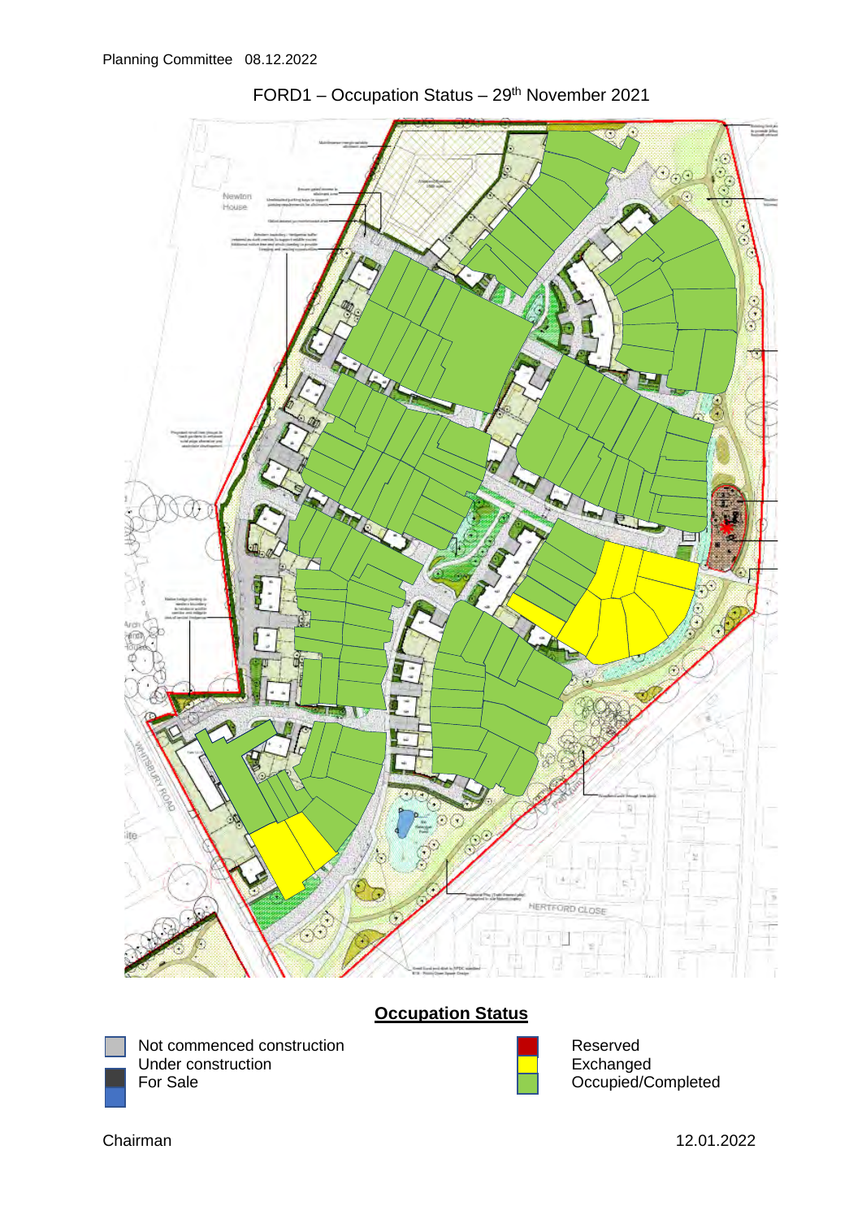Planning Committee 08.12.2022

FORD1 – Occupation Status – 29th November 2021

Newton House

WHITSBURY ROAD

HERTFORD CLOSE

**Occupation Status**

Not commenced construction
Under construction
For Sale

Reserved
Exchanged
Occupied/Completed

Chairman

12.01.2022